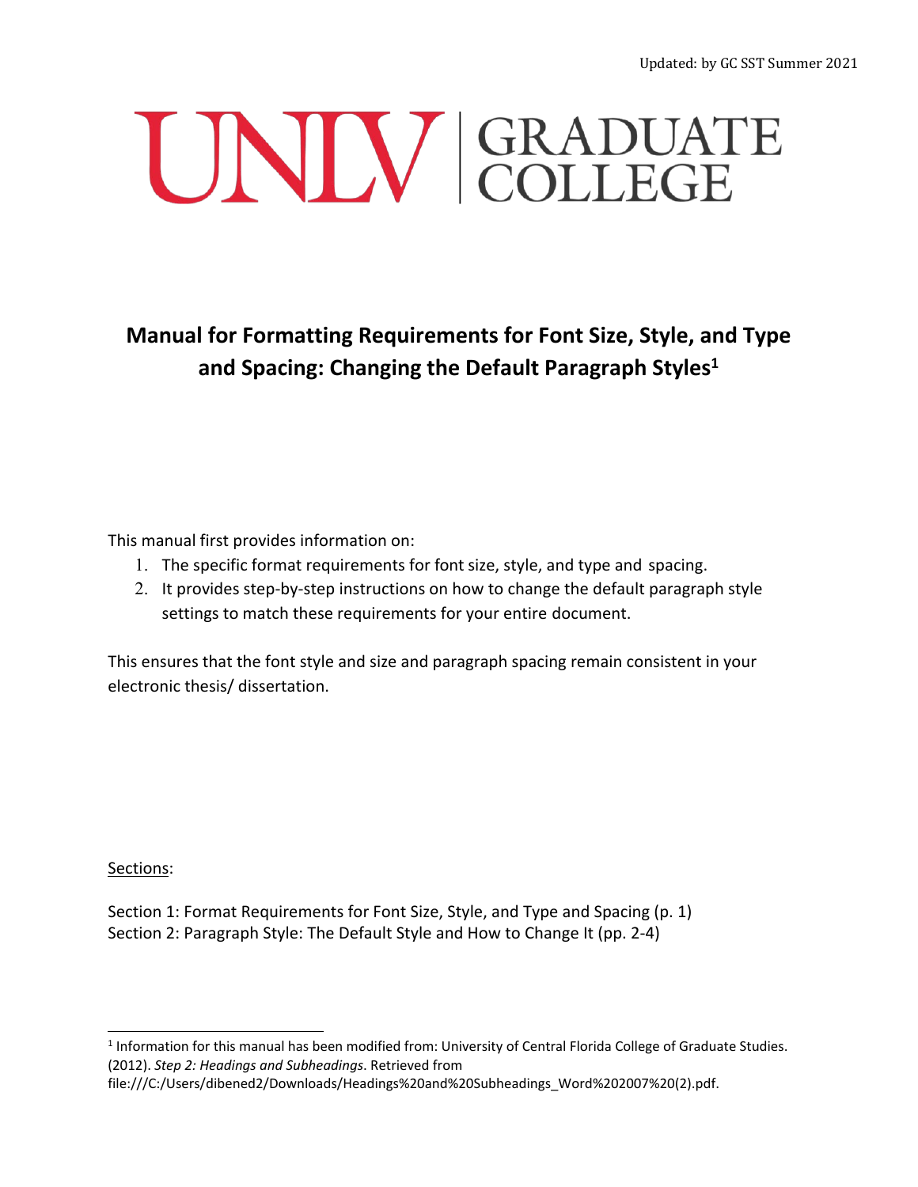Updated: by GC SST Summer 2021

UNLV | GRADUATE COLLEGE

# Manual for Formatting Requirements for Font Size, Style, and Type and Spacing: Changing the Default Paragraph Styles[1]

This manual first provides information on:

1. The specific format requirements for font size, style, and type and spacing.
2. It provides step-by-step instructions on how to change the default paragraph style settings to match these requirements for your entire document.

This ensures that the font style and size and paragraph spacing remain consistent in your electronic thesis/ dissertation.

<u>Sections</u>:

Section 1: Format Requirements for Font Size, Style, and Type and Spacing (p. 1)
Section 2: Paragraph Style: The Default Style and How to Change It (pp. 2-4)

---

[1] Information for this manual has been modified from: University of Central Florida College of Graduate Studies. (2012). *Step 2: Headings and Subheadings*. Retrieved from file:///C:/Users/dibened2/Downloads/Headings%20and%20Subheadings_Word%202007%20(2).pdf.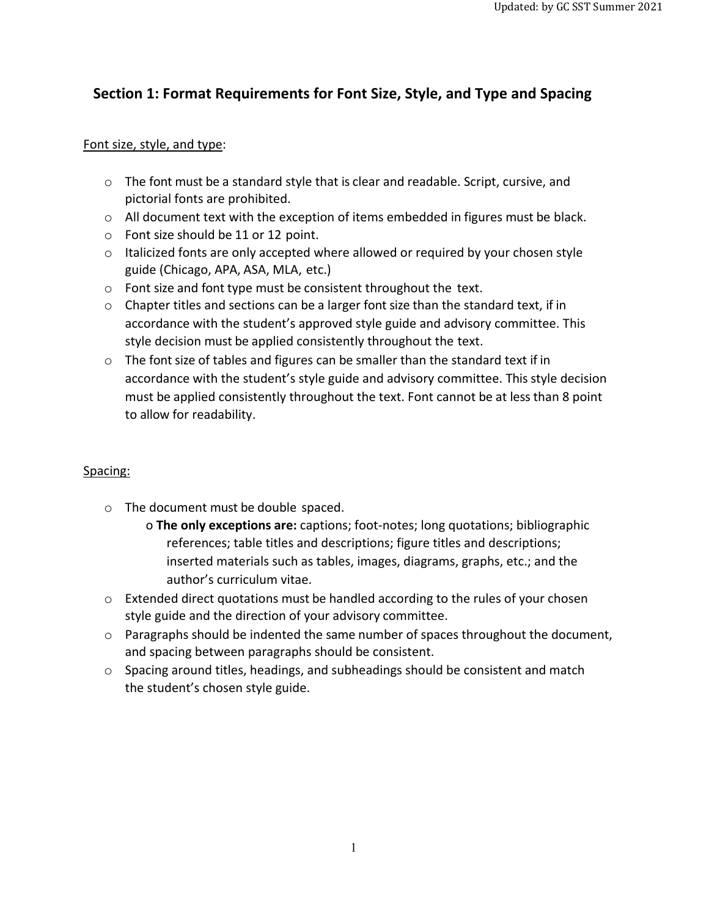## Section 1: Format Requirements for Font Size, Style, and Type and Spacing

Font size, style, and type:

- The font must be a standard style that is clear and readable. Script, cursive, and pictorial fonts are prohibited.
- All document text with the exception of items embedded in figures must be black.
- Font size should be 11 or 12 point.
- Italicized fonts are only accepted where allowed or required by your chosen style guide (Chicago, APA, ASA, MLA, etc.)
- Font size and font type must be consistent throughout the text.
- Chapter titles and sections can be a larger font size than the standard text, if in accordance with the student's approved style guide and advisory committee. This style decision must be applied consistently throughout the text.
- The font size of tables and figures can be smaller than the standard text if in accordance with the student's style guide and advisory committee. This style decision must be applied consistently throughout the text. Font cannot be at less than 8 point to allow for readability.

Spacing:

- The document must be double spaced.
  - **The only exceptions are:** captions; foot-notes; long quotations; bibliographic references; table titles and descriptions; figure titles and descriptions; inserted materials such as tables, images, diagrams, graphs, etc.; and the author's curriculum vitae.
- Extended direct quotations must be handled according to the rules of your chosen style guide and the direction of your advisory committee.
- Paragraphs should be indented the same number of spaces throughout the document, and spacing between paragraphs should be consistent.
- Spacing around titles, headings, and subheadings should be consistent and match the student's chosen style guide.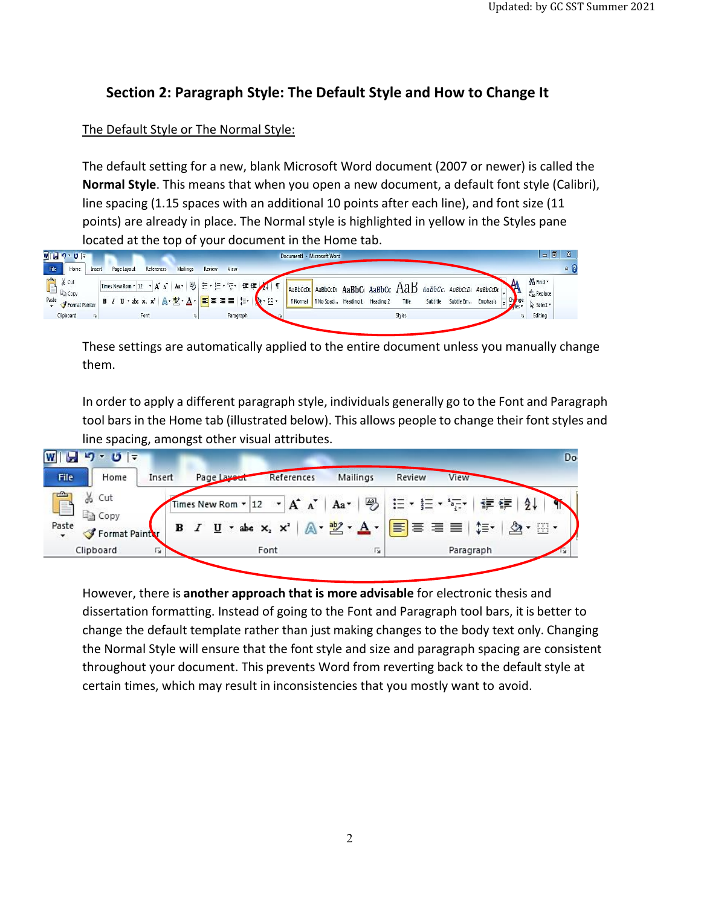## Section 2: Paragraph Style: The Default Style and How to Change It

The Default Style or The Normal Style:

The default setting for a new, blank Microsoft Word document (2007 or newer) is called the **Normal Style**. This means that when you open a new document, a default font style (Calibri), line spacing (1.15 spaces with an additional 10 points after each line), and font size (11 points) are already in place. The Normal style is highlighted in yellow in the Styles pane located at the top of your document in the Home tab.

These settings are automatically applied to the entire document unless you manually change them.

In order to apply a different paragraph style, individuals generally go to the Font and Paragraph tool bars in the Home tab (illustrated below). This allows people to change their font styles and line spacing, amongst other visual attributes.

However, there is **another approach that is more advisable** for electronic thesis and dissertation formatting. Instead of going to the Font and Paragraph tool bars, it is better to change the default template rather than just making changes to the body text only. Changing the Normal Style will ensure that the font style and size and paragraph spacing are consistent throughout your document. This prevents Word from reverting back to the default style at certain times, which may result in inconsistencies that you mostly want to avoid.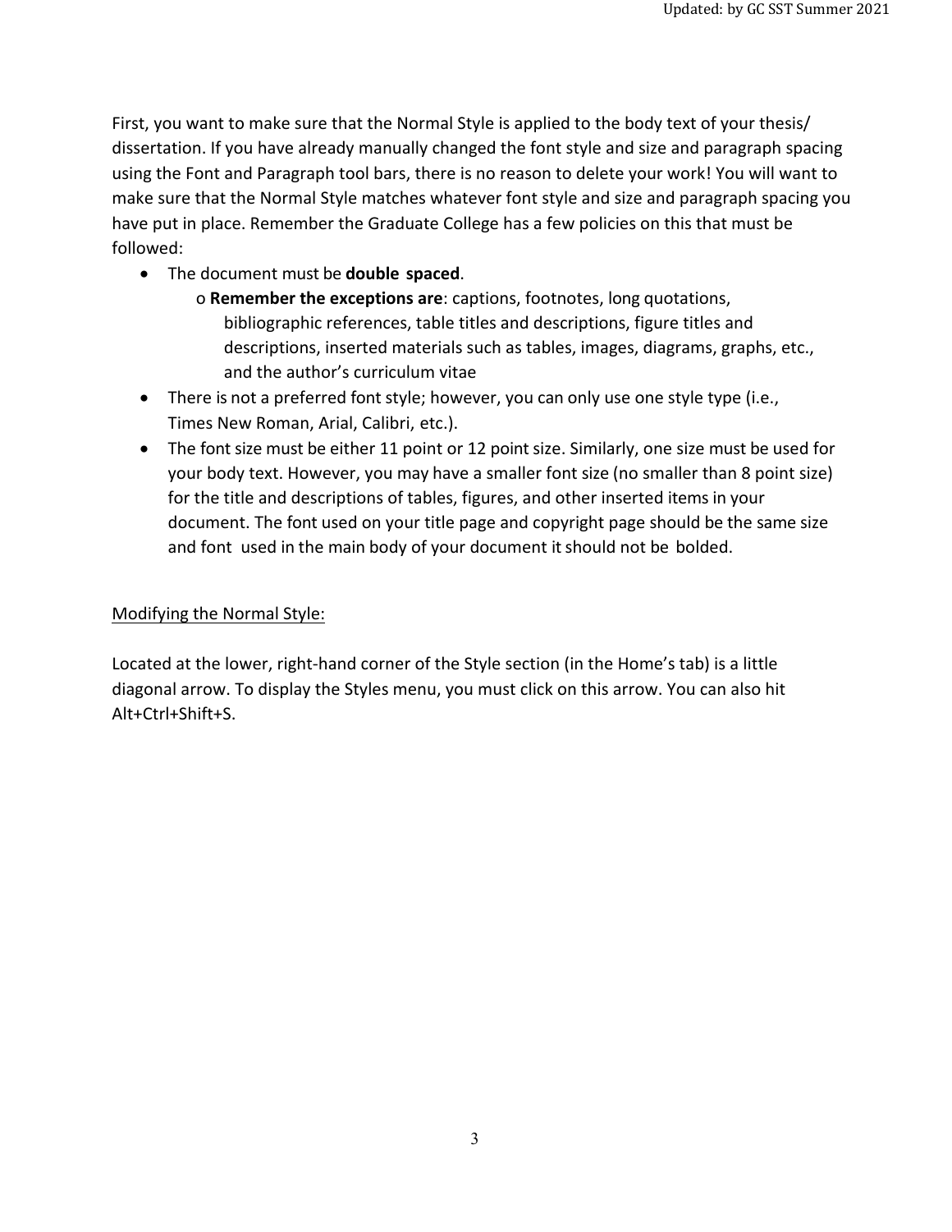First, you want to make sure that the Normal Style is applied to the body text of your thesis/ dissertation. If you have already manually changed the font style and size and paragraph spacing using the Font and Paragraph tool bars, there is no reason to delete your work! You will want to make sure that the Normal Style matches whatever font style and size and paragraph spacing you have put in place. Remember the Graduate College has a few policies on this that must be followed:

- The document must be **double spaced**.
  - **Remember the exceptions are**: captions, footnotes, long quotations, bibliographic references, table titles and descriptions, figure titles and descriptions, inserted materials such as tables, images, diagrams, graphs, etc., and the author's curriculum vitae
- There is not a preferred font style; however, you can only use one style type (i.e., Times New Roman, Arial, Calibri, etc.).
- The font size must be either 11 point or 12 point size. Similarly, one size must be used for your body text. However, you may have a smaller font size (no smaller than 8 point size) for the title and descriptions of tables, figures, and other inserted items in your document. The font used on your title page and copyright page should be the same size and font used in the main body of your document it should not be bolded.

<u>Modifying the Normal Style:</u>

Located at the lower, right-hand corner of the Style section (in the Home's tab) is a little diagonal arrow. To display the Styles menu, you must click on this arrow. You can also hit Alt+Ctrl+Shift+S.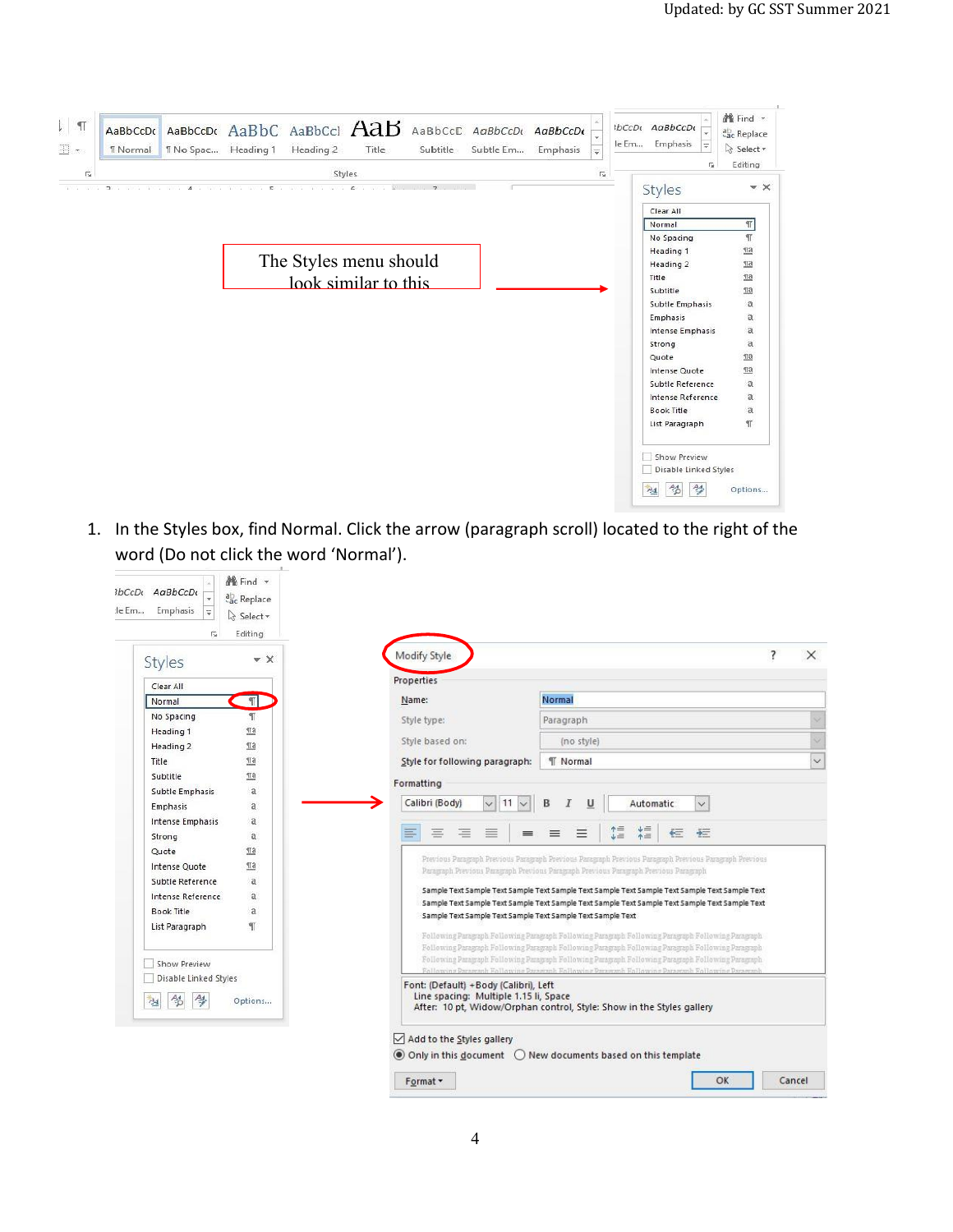The Styles menu should look similar to this

1. In the Styles box, find Normal. Click the arrow (paragraph scroll) located to the right of the word (Do not click the word 'Normal').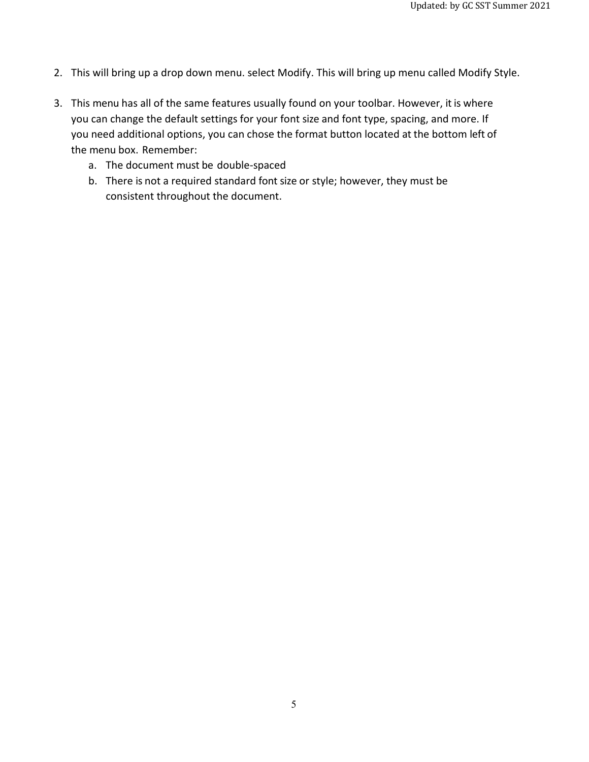2. This will bring up a drop down menu. select Modify. This will bring up menu called Modify Style.

3. This menu has all of the same features usually found on your toolbar. However, it is where you can change the default settings for your font size and font type, spacing, and more. If you need additional options, you can chose the format button located at the bottom left of the menu box. Remember:
   a. The document must be double-spaced
   b. There is not a required standard font size or style; however, they must be consistent throughout the document.